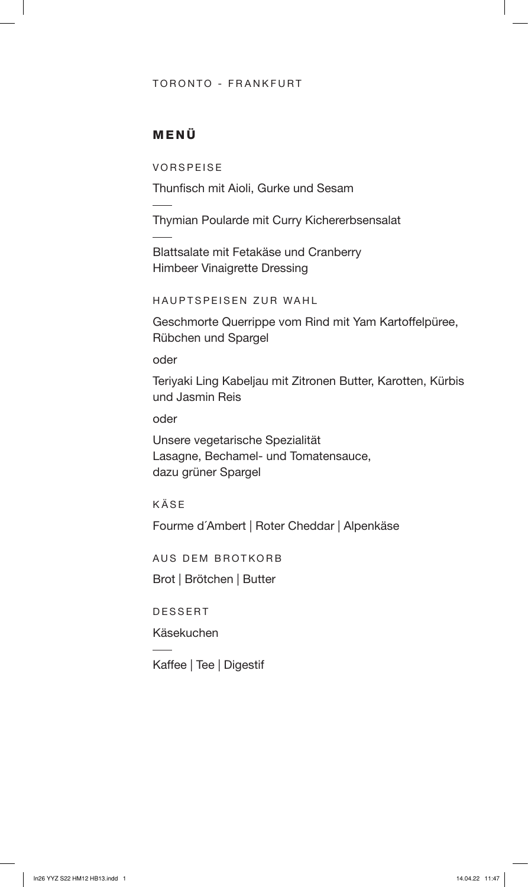TORONTO - FRANKFURT

## MENÜ

### VORSPEISE

Thunfisch mit Aioli, Gurke und Sesam

---

Thymian Poularde mit Curry Kichererbsensalat

---

Blattsalate mit Fetakäse und Cranberry
Himbeer Vinaigrette Dressing

### HAUPTSPEISEN ZUR WAHL

Geschmorte Querrippe vom Rind mit Yam Kartoffelpüree, Rübchen und Spargel

oder

Teriyaki Ling Kabeljau mit Zitronen Butter, Karotten, Kürbis und Jasmin Reis

oder

Unsere vegetarische Spezialität
Lasagne, Bechamel- und Tomatensauce,
dazu grüner Spargel

### KÄSE

Fourme d´Ambert | Roter Cheddar | Alpenkäse

### AUS DEM BROTKORB

Brot | Brötchen | Butter

### DESSERT

Käsekuchen

---

Kaffee | Tee | Digestif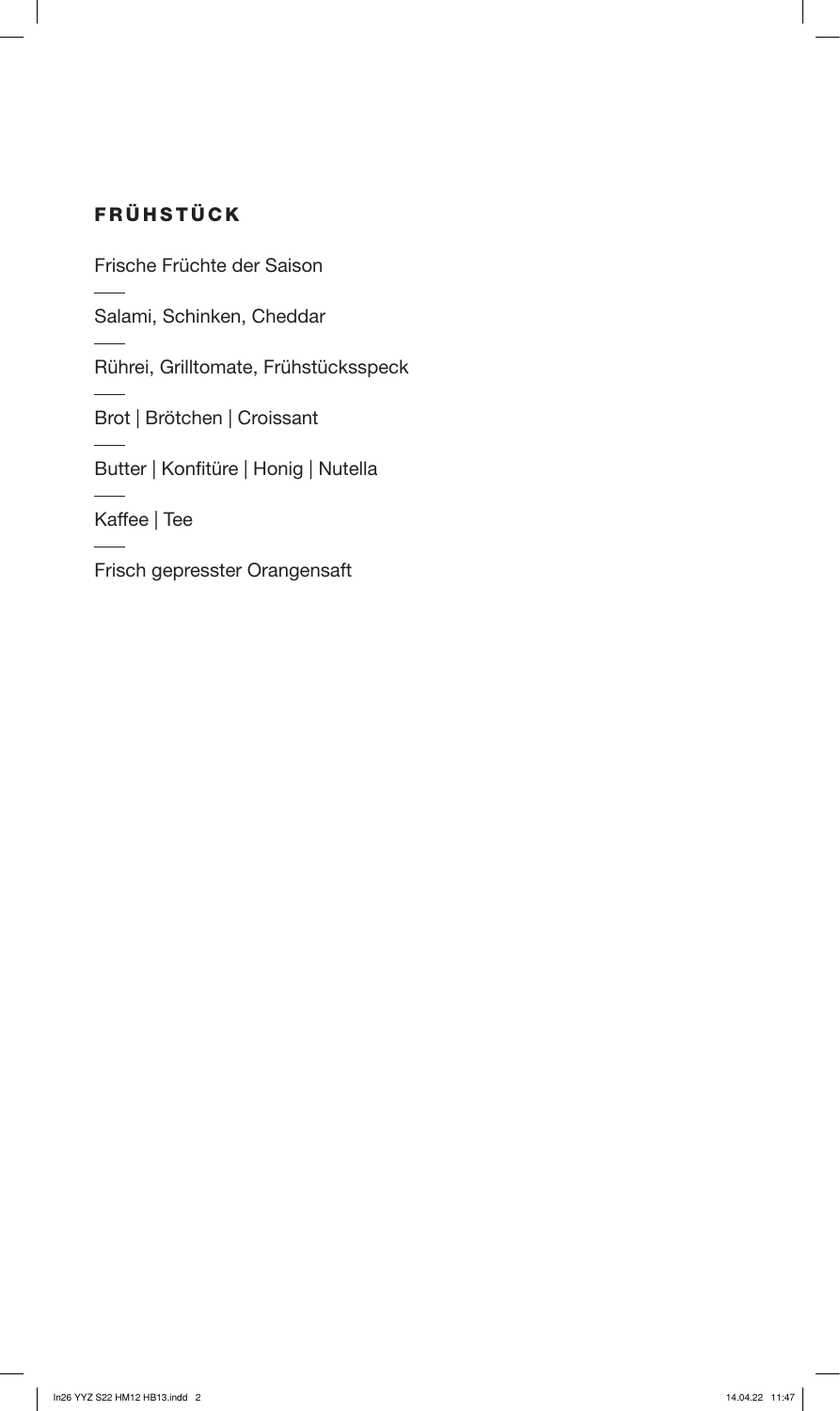## FRÜHSTÜCK

Frische Früchte der Saison

---

Salami, Schinken, Cheddar

---

Rührei, Grilltomate, Frühstücksspeck

---

Brot | Brötchen | Croissant

---

Butter | Konfitüre | Honig | Nutella

---

Kaffee | Tee

---

Frisch gepresster Orangensaft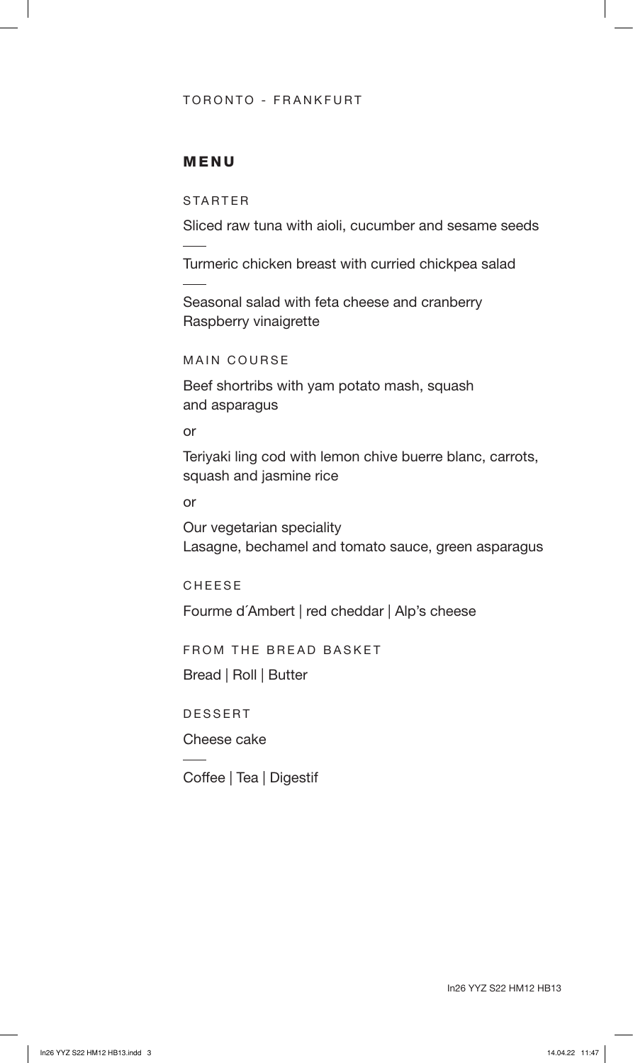TORONTO - FRANKFURT

## MENU

### STARTER

Sliced raw tuna with aioli, cucumber and sesame seeds

—

Turmeric chicken breast with curried chickpea salad

—

Seasonal salad with feta cheese and cranberry
Raspberry vinaigrette

### MAIN COURSE

Beef shortribs with yam potato mash, squash and asparagus

or

Teriyaki ling cod with lemon chive buerre blanc, carrots, squash and jasmine rice

or

Our vegetarian speciality
Lasagne, bechamel and tomato sauce, green asparagus

### CHEESE

Fourme d´Ambert | red cheddar | Alp's cheese

### FROM THE BREAD BASKET

Bread | Roll | Butter

### DESSERT

Cheese cake

—

Coffee | Tea | Digestif

In26 YYZ S22 HM12 HB13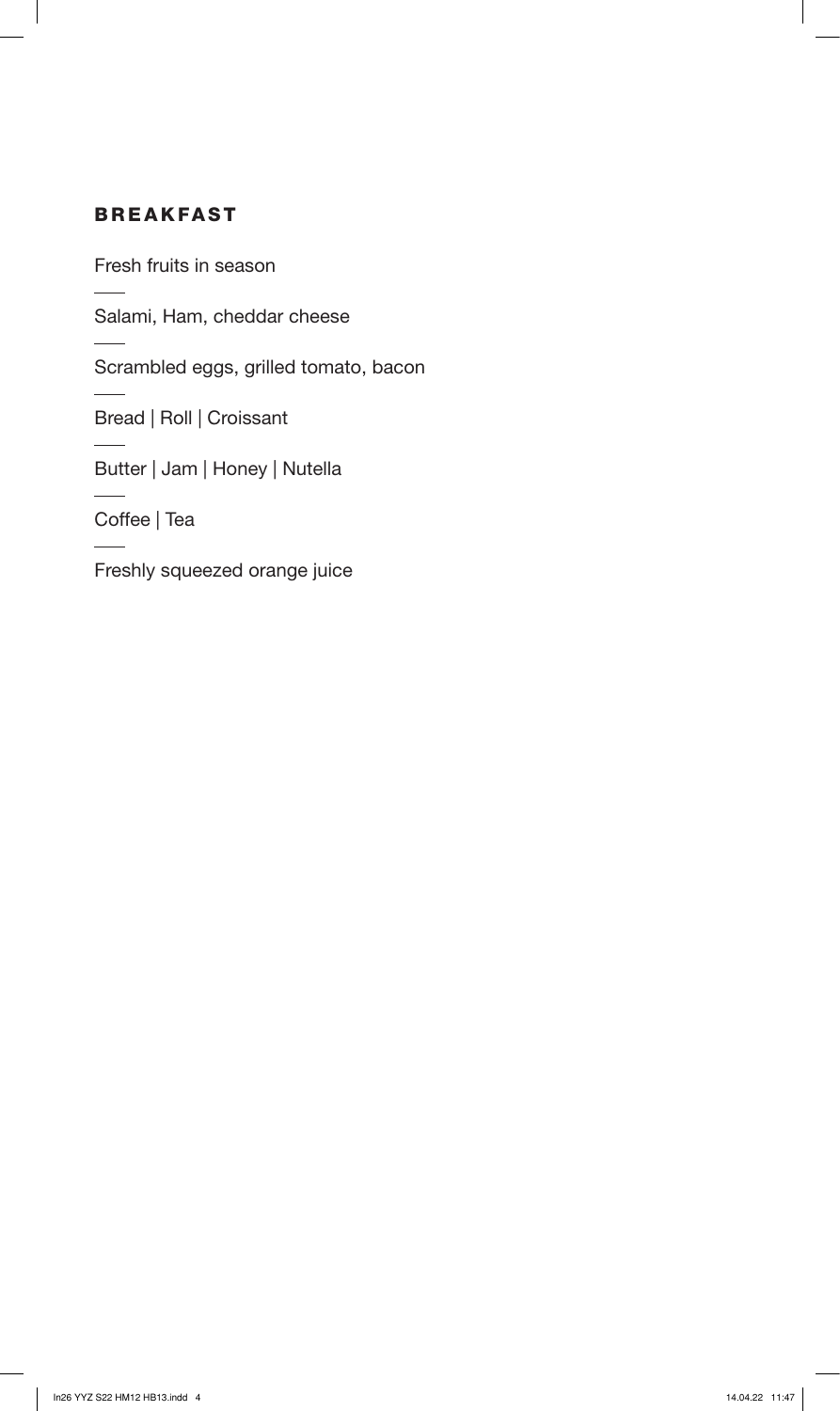## BREAKFAST

Fresh fruits in season

Salami, Ham, cheddar cheese

Scrambled eggs, grilled tomato, bacon

Bread | Roll | Croissant

Butter | Jam | Honey | Nutella

Coffee | Tea

Freshly squeezed orange juice